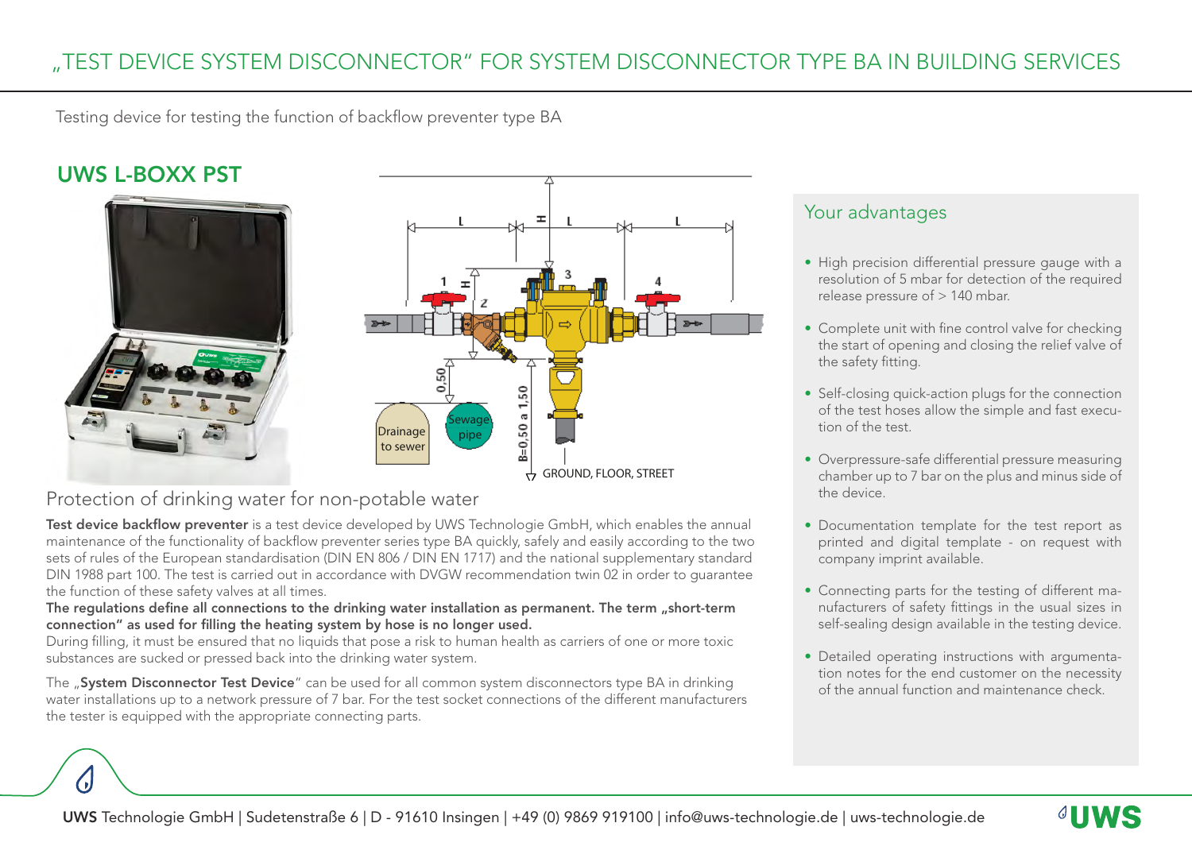# „TEST DEVICE SYSTEM DISCONNECTOR“ FOR SYSTEM DISCONNECTOR TYPE BA IN BUILDING SERVICES

Testing device for testing the function of backflow preventer type BA

## UWS L-BOXX PST

## Protection of drinking water for non-potable water

**Test device backflow preventer** is a test device developed by UWS Technologie GmbH, which enables the annual maintenance of the functionality of backflow preventer series type BA quickly, safely and easily according to the two sets of rules of the European standardisation (DIN EN 806 / DIN EN 1717) and the national supplementary standard DIN 1988 part 100. The test is carried out in accordance with DVGW recommendation twin 02 in order to guarantee the function of these safety valves at all times.

**The regulations define all connections to the drinking water installation as permanent. The term „short-term connection“ as used for filling the heating system by hose is no longer used.**

During filling, it must be ensured that no liquids that pose a risk to human health as carriers of one or more toxic substances are sucked or pressed back into the drinking water system.

The „**System Disconnector Test Device**“ can be used for all common system disconnectors type BA in drinking water installations up to a network pressure of 7 bar. For the test socket connections of the different manufacturers the tester is equipped with the appropriate connecting parts.

## Your advantages

- High precision differential pressure gauge with a resolution of 5 mbar for detection of the required release pressure of > 140 mbar.
- Complete unit with fine control valve for checking the start of opening and closing the relief valve of the safety fitting.
- Self-closing quick-action plugs for the connection of the test hoses allow the simple and fast execution of the test.
- Overpressure-safe differential pressure measuring chamber up to 7 bar on the plus and minus side of the device.
- Documentation template for the test report as printed and digital template - on request with company imprint available.
- Connecting parts for the testing of different manufacturers of safety fittings in the usual sizes in self-sealing design available in the testing device.
- Detailed operating instructions with argumentation notes for the end customer on the necessity of the annual function and maintenance check.

UWS Technologie GmbH | Sudetenstraße 6 | D - 91610 Insingen | +49 (0) 9869 919100 | info@uws-technologie.de | uws-technologie.de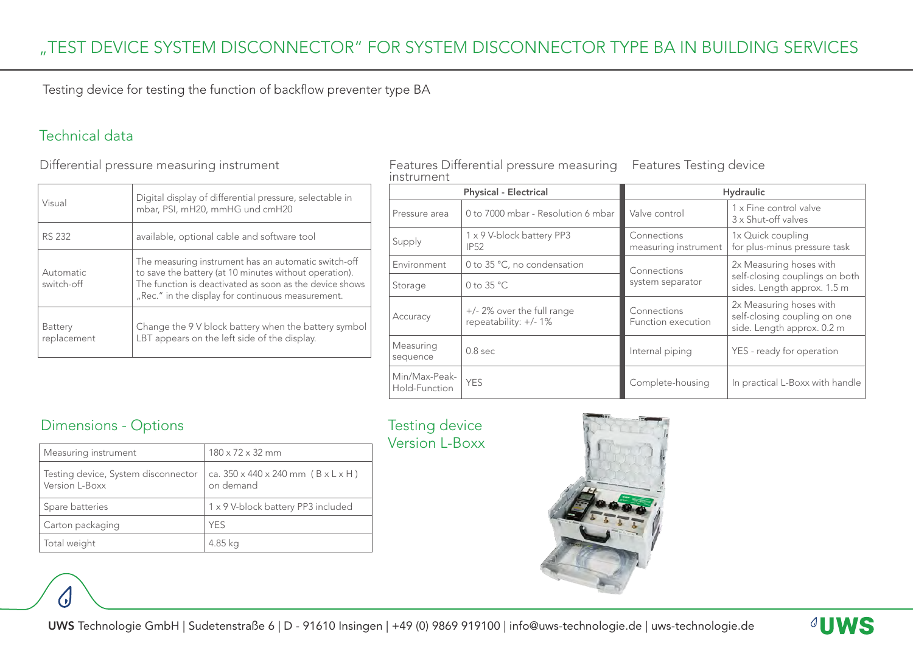# „TEST DEVICE SYSTEM DISCONNECTOR" FOR SYSTEM DISCONNECTOR TYPE BA IN BUILDING SERVICES

Testing device for testing the function of backflow preventer type BA

## Technical data

### Differential pressure measuring instrument

| | |
|---|---|
| Visual | Digital display of differential pressure, selectable in mbar, PSI, mH20, mmHG und cmH20 |
| RS 232 | available, optional cable and software tool |
| Automatic switch-off | The measuring instrument has an automatic switch-off to save the battery (at 10 minutes without operation). The function is deactivated as soon as the device shows „Rec." in the display for continuous measurement. |
| Battery replacement | Change the 9 V block battery when the battery symbol LBT appears on the left side of the display. |

### Features Differential pressure measuring instrument / Features Testing device

| Physical - Electrical | | Hydraulic | |
|---|---|---|---|
| Pressure area | 0 to 7000 mbar - Resolution 6 mbar | Valve control | 1 x Fine control valve<br>3 x Shut-off valves |
| Supply | 1 x 9 V-block battery PP3<br>IP52 | Connections measuring instrument | 1x Quick coupling for plus-minus pressure task |
| Environment | 0 to 35 °C, no condensation | Connections system separator | 2x Measuring hoses with self-closing couplings on both sides. Length approx. 1.5 m |
| Storage | 0 to 35 °C | | |
| Accuracy | +/- 2% over the full range repeatability: +/- 1% | Connections Function execution | 2x Measuring hoses with self-closing coupling on one side. Length approx. 0.2 m |
| Measuring sequence | 0.8 sec | Internal piping | YES - ready for operation |
| Min/Max-Peak-Hold-Function | YES | Complete-housing | In practical L-Boxx with handle |

## Dimensions - Options

| | |
|---|---|
| Measuring instrument | 180 x 72 x 32 mm |
| Testing device, System disconnector Version L-Boxx | ca. 350 x 440 x 240 mm ( B x L x H ) on demand |
| Spare batteries | 1 x 9 V-block battery PP3 included |
| Carton packaging | YES |
| Total weight | 4.85 kg |

## Testing device Version L-Boxx

**UWS** Technologie GmbH | Sudetenstraße 6 | D - 91610 Insingen | +49 (0) 9869 919100 | info@uws-technologie.de | uws-technologie.de